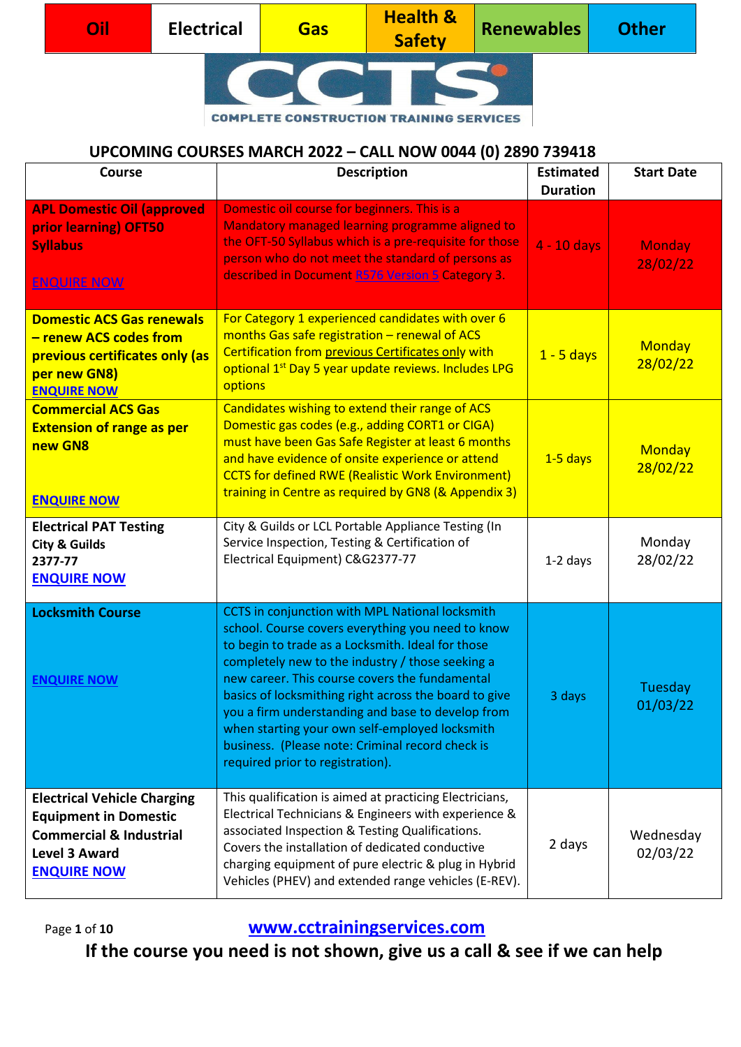| Oil | Electrical | Gas | Health & Safety | Renewables | Other |
|---|---|---|---|---|---|

COMPLETE CONSTRUCTION TRAINING SERVICES

## UPCOMING COURSES MARCH 2022 – CALL NOW 0044 (0) 2890 739418

| Course | Description | Estimated Duration | Start Date |
|---|---|---|---|
| **APL Domestic Oil (approved prior learning) OFT50 Syllabus** ENQUIRE NOW | Domestic oil course for beginners. This is a Mandatory managed learning programme aligned to the OFT-50 Syllabus which is a pre-requisite for those person who do not meet the standard of persons as described in Document R576 Version 5 Category 3. | 4 - 10 days | Monday 28/02/22 |
| **Domestic ACS Gas renewals – renew ACS codes from previous certificates only (as per new GN8)** ENQUIRE NOW | For Category 1 experienced candidates with over 6 months Gas safe registration – renewal of ACS Certification from previous Certificates only with optional 1st Day 5 year update reviews. Includes LPG options | 1 - 5 days | Monday 28/02/22 |
| **Commercial ACS Gas Extension of range as per new GN8** ENQUIRE NOW | Candidates wishing to extend their range of ACS Domestic gas codes (e.g., adding CORT1 or CIGA) must have been Gas Safe Register at least 6 months and have evidence of onsite experience or attend CCTS for defined RWE (Realistic Work Environment) training in Centre as required by GN8 (& Appendix 3) | 1-5 days | Monday 28/02/22 |
| **Electrical PAT Testing City & Guilds 2377-77** ENQUIRE NOW | City & Guilds or LCL Portable Appliance Testing (In Service Inspection, Testing & Certification of Electrical Equipment) C&G2377-77 | 1-2 days | Monday 28/02/22 |
| **Locksmith Course** ENQUIRE NOW | CCTS in conjunction with MPL National locksmith school. Course covers everything you need to know to begin to trade as a Locksmith. Ideal for those completely new to the industry / those seeking a new career. This course covers the fundamental basics of locksmithing right across the board to give you a firm understanding and base to develop from when starting your own self-employed locksmith business. (Please note: Criminal record check is required prior to registration). | 3 days | Tuesday 01/03/22 |
| **Electrical Vehicle Charging Equipment in Domestic Commercial & Industrial Level 3 Award** ENQUIRE NOW | This qualification is aimed at practicing Electricians, Electrical Technicians & Engineers with experience & associated Inspection & Testing Qualifications. Covers the installation of dedicated conductive charging equipment of pure electric & plug in Hybrid Vehicles (PHEV) and extended range vehicles (E-REV). | 2 days | Wednesday 02/03/22 |

www.cctrainingservices.com

**If the course you need is not shown, give us a call & see if we can help**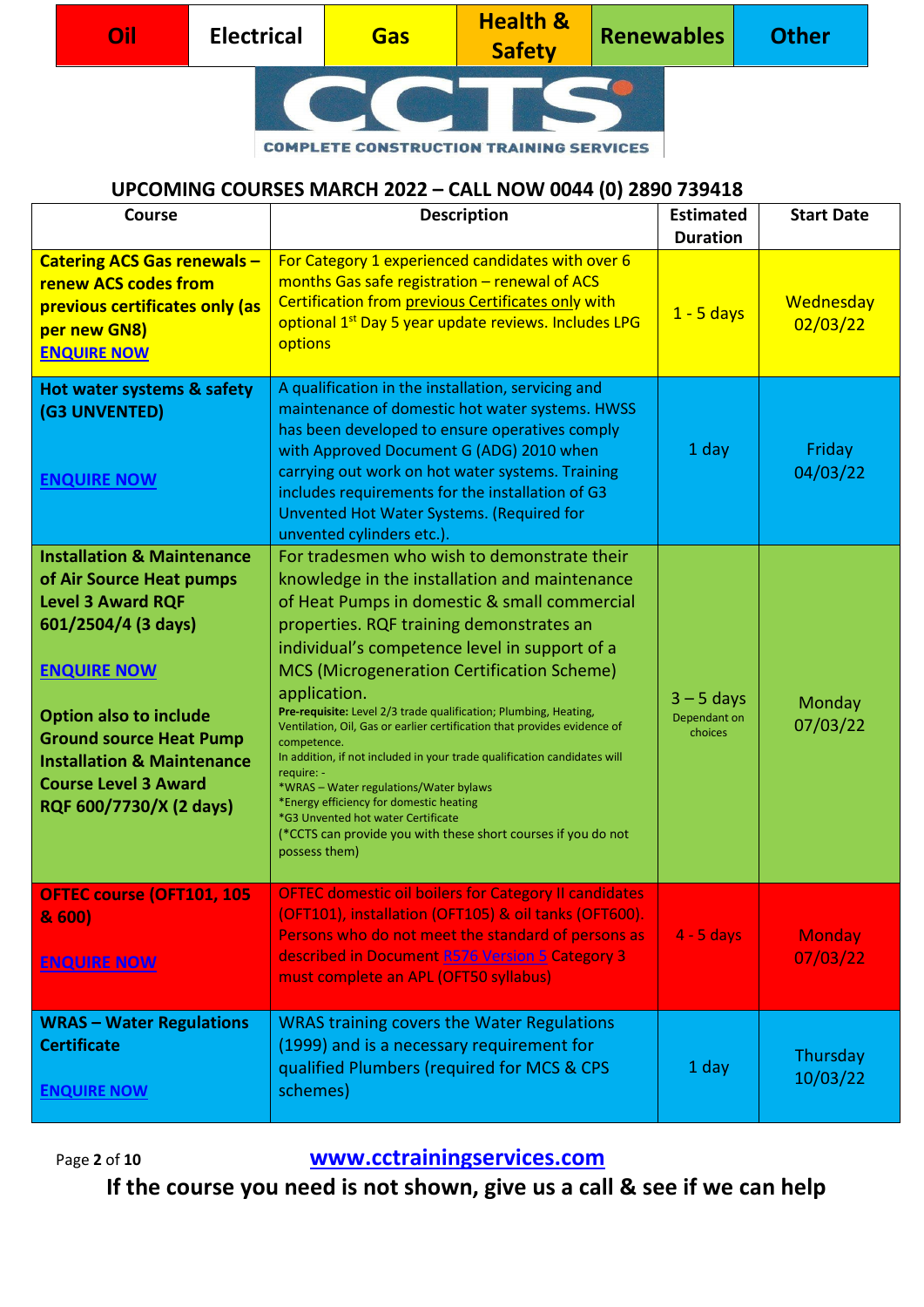| Oil | Electrical | Gas | Health & Safety | Renewables | Other |
|---|---|---|---|---|---|

CCTS
COMPLETE CONSTRUCTION TRAINING SERVICES

## UPCOMING COURSES MARCH 2022 – CALL NOW 0044 (0) 2890 739418

| Course | Description | Estimated Duration | Start Date |
|---|---|---|---|
| **Catering ACS Gas renewals – renew ACS codes from previous certificates only (as per new GN8)** **ENQUIRE NOW** | For Category 1 experienced candidates with over 6 months Gas safe registration – renewal of ACS Certification from previous Certificates only with optional 1st Day 5 year update reviews. Includes LPG options | 1 - 5 days | Wednesday 02/03/22 |
| **Hot water systems & safety (G3 UNVENTED)** **ENQUIRE NOW** | A qualification in the installation, servicing and maintenance of domestic hot water systems. HWSS has been developed to ensure operatives comply with Approved Document G (ADG) 2010 when carrying out work on hot water systems. Training includes requirements for the installation of G3 Unvented Hot Water Systems. (Required for unvented cylinders etc.). | 1 day | Friday 04/03/22 |
| **Installation & Maintenance of Air Source Heat pumps Level 3 Award RQF 601/2504/4 (3 days)** **ENQUIRE NOW** **Option also to include Ground source Heat Pump Installation & Maintenance Course Level 3 Award RQF 600/7730/X (2 days)** | For tradesmen who wish to demonstrate their knowledge in the installation and maintenance of Heat Pumps in domestic & small commercial properties. RQF training demonstrates an individual's competence level in support of a MCS (Microgeneration Certification Scheme) application. **Pre-requisite:** Level 2/3 trade qualification; Plumbing, Heating, Ventilation, Oil, Gas or earlier certification that provides evidence of competence. In addition, if not included in your trade qualification candidates will require: - *WRAS – Water regulations/Water bylaws *Energy efficiency for domestic heating *G3 Unvented hot water Certificate (*CCTS can provide you with these short courses if you do not possess them) | 3 – 5 days Dependant on choices | Monday 07/03/22 |
| **OFTEC course (OFT101, 105 & 600)** **ENQUIRE NOW** | OFTEC domestic oil boilers for Category II candidates (OFT101), installation (OFT105) & oil tanks (OFT600). Persons who do not meet the standard of persons as described in Document R576 Version 5 Category 3 must complete an APL (OFT50 syllabus) | 4 - 5 days | Monday 07/03/22 |
| **WRAS – Water Regulations Certificate** **ENQUIRE NOW** | WRAS training covers the Water Regulations (1999) and is a necessary requirement for qualified Plumbers (required for MCS & CPS schemes) | 1 day | Thursday 10/03/22 |

www.cctrainingservices.com

**If the course you need is not shown, give us a call & see if we can help**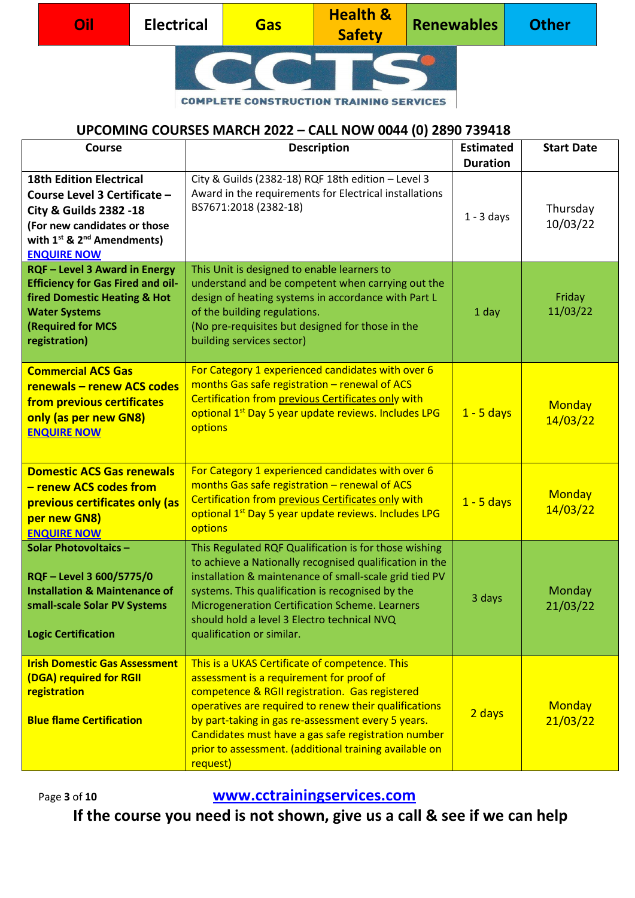| Oil | Electrical | Gas | Health & Safety | Renewables | Other |
|---|---|---|---|---|---|

**COMPLETE CONSTRUCTION TRAINING SERVICES**

## UPCOMING COURSES MARCH 2022 – CALL NOW 0044 (0) 2890 739418

| Course | Description | Estimated Duration | Start Date |
|---|---|---|---|
| **18th Edition Electrical Course Level 3 Certificate – City & Guilds 2382 -18** **(For new candidates or those with 1st & 2nd Amendments)** **ENQUIRE NOW** | City & Guilds (2382-18) RQF 18th edition – Level 3 Award in the requirements for Electrical installations BS7671:2018 (2382-18) | 1 - 3 days | Thursday 10/03/22 |
| **RQF – Level 3 Award in Energy Efficiency for Gas Fired and oil-fired Domestic Heating & Hot Water Systems** **(Required for MCS registration)** | This Unit is designed to enable learners to understand and be competent when carrying out the design of heating systems in accordance with Part L of the building regulations. (No pre-requisites but designed for those in the building services sector) | 1 day | Friday 11/03/22 |
| **Commercial ACS Gas renewals – renew ACS codes from previous certificates only (as per new GN8)** **ENQUIRE NOW** | For Category 1 experienced candidates with over 6 months Gas safe registration – renewal of ACS Certification from previous Certificates only with optional 1st Day 5 year update reviews. Includes LPG options | 1 - 5 days | Monday 14/03/22 |
| **Domestic ACS Gas renewals – renew ACS codes from previous certificates only (as per new GN8)** **ENQUIRE NOW** | For Category 1 experienced candidates with over 6 months Gas safe registration – renewal of ACS Certification from previous Certificates only with optional 1st Day 5 year update reviews. Includes LPG options | 1 - 5 days | Monday 14/03/22 |
| **Solar Photovoltaics –** **RQF – Level 3 600/5775/0 Installation & Maintenance of small-scale Solar PV Systems** **Logic Certification** | This Regulated RQF Qualification is for those wishing to achieve a Nationally recognised qualification in the installation & maintenance of small-scale grid tied PV systems. This qualification is recognised by the Microgeneration Certification Scheme. Learners should hold a level 3 Electro technical NVQ qualification or similar. | 3 days | Monday 21/03/22 |
| **Irish Domestic Gas Assessment (DGA) required for RGII registration** **Blue flame Certification** | This is a UKAS Certificate of competence. This assessment is a requirement for proof of competence & RGII registration. Gas registered operatives are required to renew their qualifications by part-taking in gas re-assessment every 5 years. Candidates must have a gas safe registration number prior to assessment. (additional training available on request) | 2 days | Monday 21/03/22 |

**www.cctrainingservices.com**

**If the course you need is not shown, give us a call & see if we can help**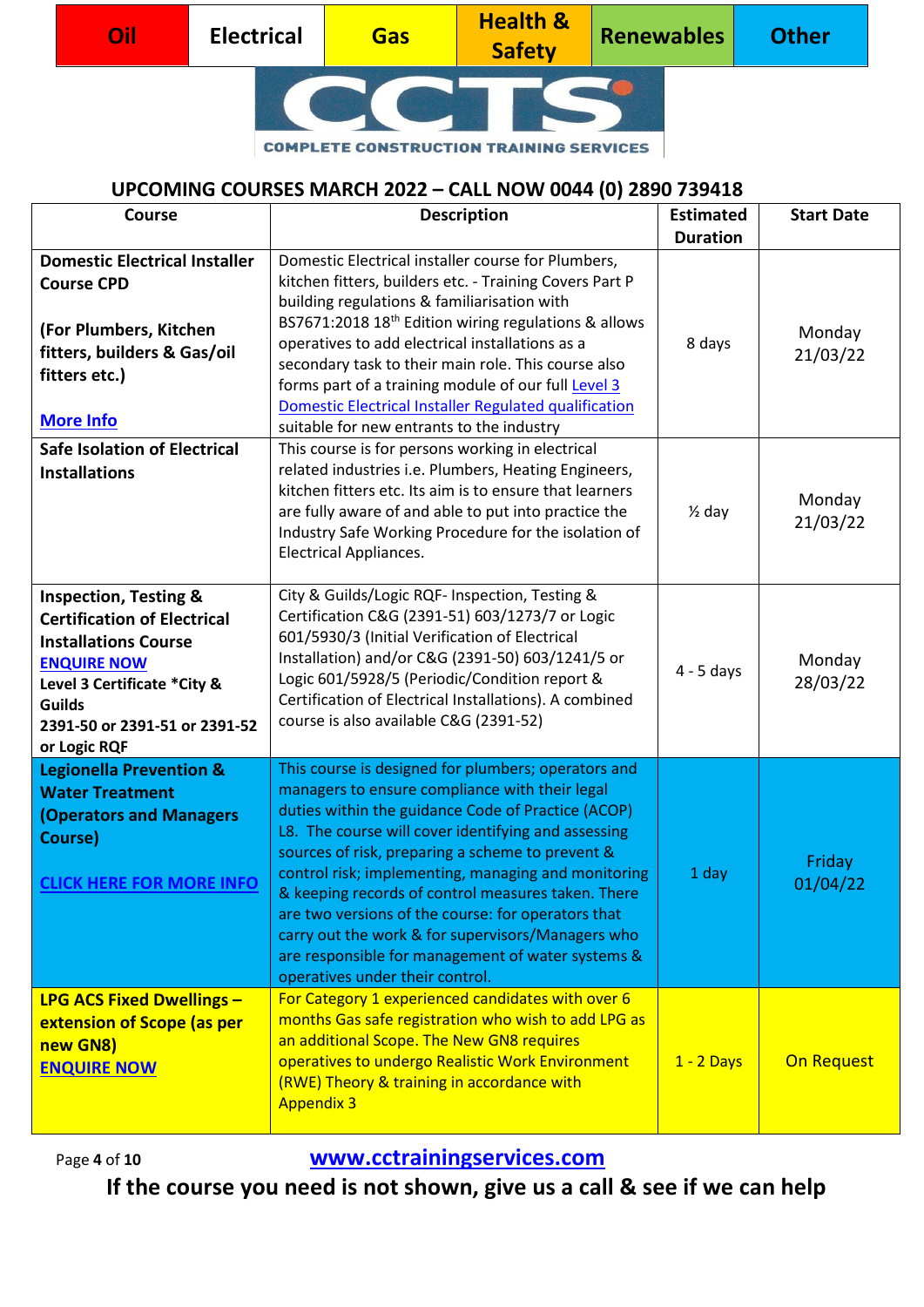Oil | Electrical | Gas | Health & Safety | Renewables | Other

CCTS

COMPLETE CONSTRUCTION TRAINING SERVICES

## UPCOMING COURSES MARCH 2022 – CALL NOW 0044 (0) 2890 739418

| Course | Description | Estimated Duration | Start Date |
|---|---|---|---|
| **Domestic Electrical Installer Course CPD**<br><br>**(For Plumbers, Kitchen fitters, builders & Gas/oil fitters etc.)**<br><br>**More Info** | Domestic Electrical installer course for Plumbers, kitchen fitters, builders etc. - Training Covers Part P building regulations & familiarisation with BS7671:2018 18th Edition wiring regulations & allows operatives to add electrical installations as a secondary task to their main role. This course also forms part of a training module of our full Level 3 Domestic Electrical Installer Regulated qualification suitable for new entrants to the industry | 8 days | Monday 21/03/22 |
| **Safe Isolation of Electrical Installations** | This course is for persons working in electrical related industries i.e. Plumbers, Heating Engineers, kitchen fitters etc. Its aim is to ensure that learners are fully aware of and able to put into practice the Industry Safe Working Procedure for the isolation of Electrical Appliances. | ½ day | Monday 21/03/22 |
| **Inspection, Testing & Certification of Electrical Installations Course**<br>**ENQUIRE NOW**<br>**Level 3 Certificate *City & Guilds 2391-50 or 2391-51 or 2391-52 or Logic RQF** | City & Guilds/Logic RQF- Inspection, Testing & Certification C&G (2391-51) 603/1273/7 or Logic 601/5930/3 (Initial Verification of Electrical Installation) and/or C&G (2391-50) 603/1241/5 or Logic 601/5928/5 (Periodic/Condition report & Certification of Electrical Installations). A combined course is also available C&G (2391-52) | 4 - 5 days | Monday 28/03/22 |
| **Legionella Prevention & Water Treatment (Operators and Managers Course)**<br><br>**CLICK HERE FOR MORE INFO** | This course is designed for plumbers; operators and managers to ensure compliance with their legal duties within the guidance Code of Practice (ACOP) L8. The course will cover identifying and assessing sources of risk, preparing a scheme to prevent & control risk; implementing, managing and monitoring & keeping records of control measures taken. There are two versions of the course: for operators that carry out the work & for supervisors/Managers who are responsible for management of water systems & operatives under their control. | 1 day | Friday 01/04/22 |
| **LPG ACS Fixed Dwellings – extension of Scope (as per new GN8)**<br>**ENQUIRE NOW** | For Category 1 experienced candidates with over 6 months Gas safe registration who wish to add LPG as an additional Scope. The New GN8 requires operatives to undergo Realistic Work Environment (RWE) Theory & training in accordance with Appendix 3 | 1 - 2 Days | On Request |

**www.cctrainingservices.com**

**If the course you need is not shown, give us a call & see if we can help**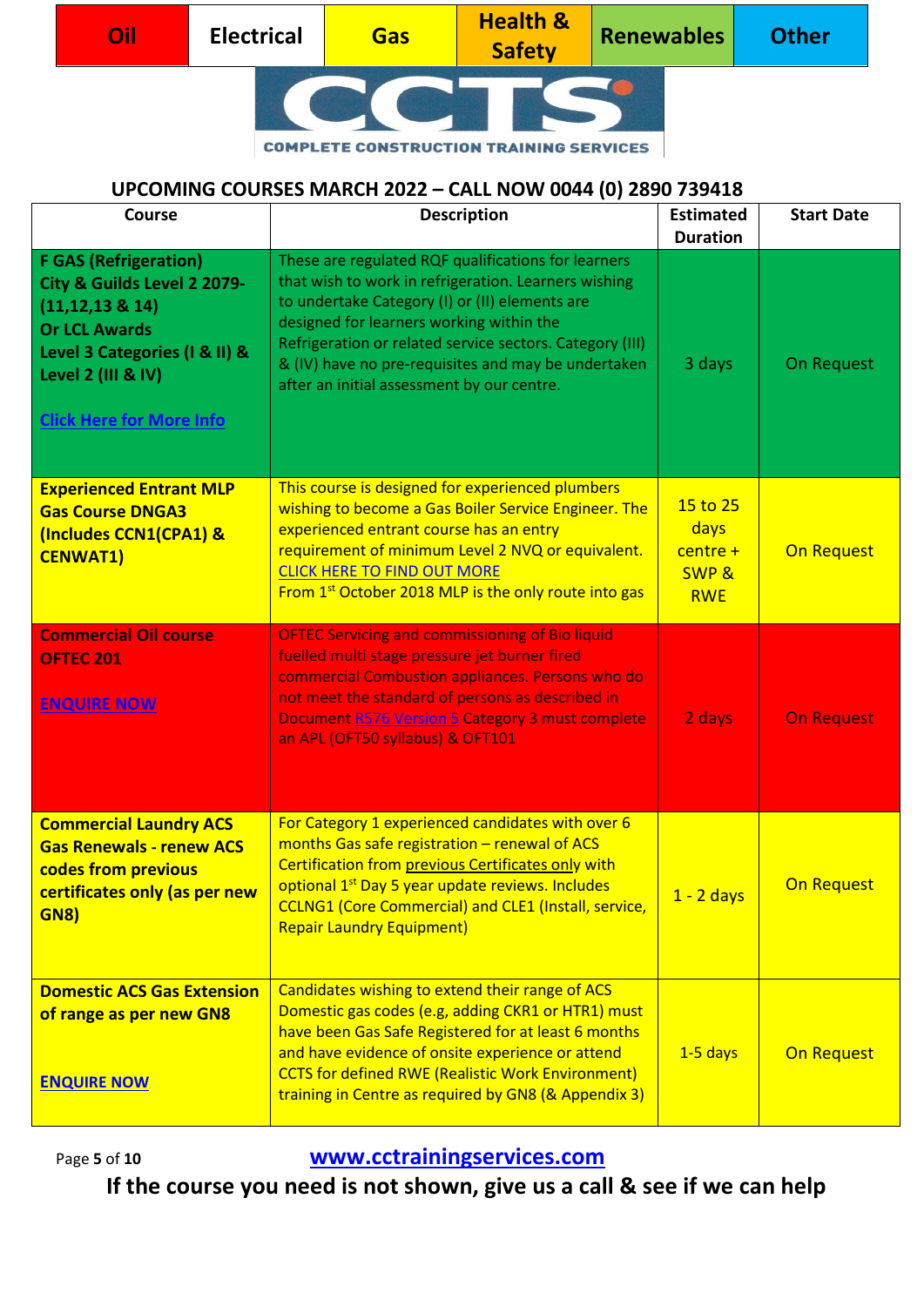| Oil | Electrical | Gas | Health & Safety | Renewables | Other |
|---|---|---|---|---|---|

COMPLETE CONSTRUCTION TRAINING SERVICES

## UPCOMING COURSES MARCH 2022 – CALL NOW 0044 (0) 2890 739418

| Course | Description | Estimated Duration | Start Date |
|---|---|---|---|
| **F GAS (Refrigeration) City & Guilds Level 2 2079-(11,12,13 & 14) Or LCL Awards Level 3 Categories (I & II) & Level 2 (III & IV)** <br><br> Click Here for More Info | These are regulated RQF qualifications for learners that wish to work in refrigeration. Learners wishing to undertake Category (I) or (II) elements are designed for learners working within the Refrigeration or related service sectors. Category (III) & (IV) have no pre-requisites and may be undertaken after an initial assessment by our centre. | 3 days | On Request |
| **Experienced Entrant MLP Gas Course DNGA3 (Includes CCN1(CPA1) & CENWAT1)** | This course is designed for experienced plumbers wishing to become a Gas Boiler Service Engineer. The experienced entrant course has an entry requirement of minimum Level 2 NVQ or equivalent. CLICK HERE TO FIND OUT MORE <br> From 1st October 2018 MLP is the only route into gas | 15 to 25 days centre + SWP & RWE | On Request |
| **Commercial Oil course OFTEC 201** <br><br> ENQUIRE NOW | OFTEC Servicing and commissioning of Bio liquid fuelled multi stage pressure jet burner fired commercial Combustion appliances. Persons who do not meet the standard of persons as described in Document R576 Version 5 Category 3 must complete an APL (OFT50 syllabus) & OFT101 | 2 days | On Request |
| **Commercial Laundry ACS Gas Renewals - renew ACS codes from previous certificates only (as per new GN8)** | For Category 1 experienced candidates with over 6 months Gas safe registration – renewal of ACS Certification from previous Certificates only with optional 1st Day 5 year update reviews. Includes CCLNG1 (Core Commercial) and CLE1 (Install, service, Repair Laundry Equipment) | 1 - 2 days | On Request |
| **Domestic ACS Gas Extension of range as per new GN8** <br><br> ENQUIRE NOW | Candidates wishing to extend their range of ACS Domestic gas codes (e.g, adding CKR1 or HTR1) must have been Gas Safe Registered for at least 6 months and have evidence of onsite experience or attend CCTS for defined RWE (Realistic Work Environment) training in Centre as required by GN8 (& Appendix 3) | 1-5 days | On Request |

www.cctrainingservices.com

**If the course you need is not shown, give us a call & see if we can help**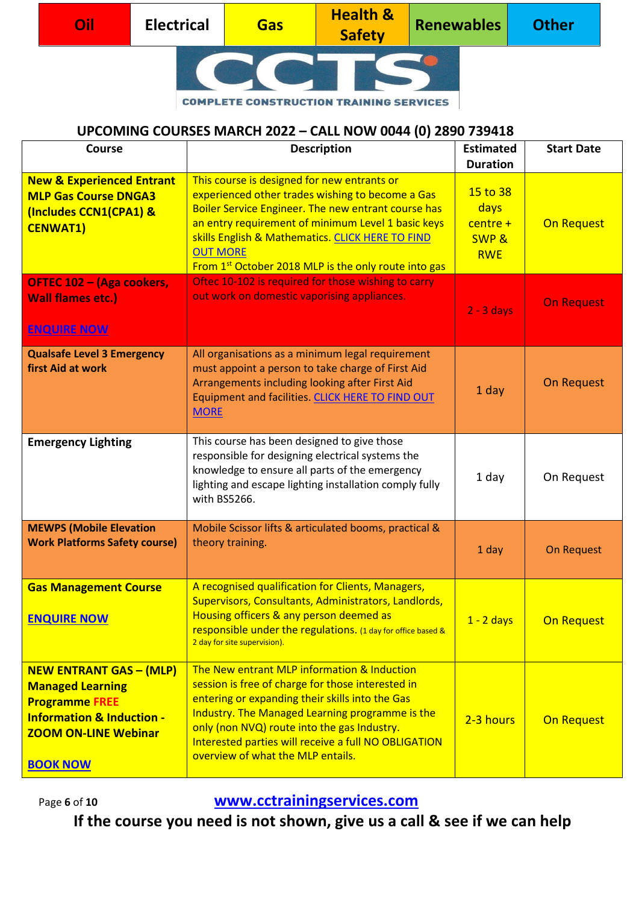Oil | Electrical | Gas | Health & Safety | Renewables | Other

CCTS
COMPLETE CONSTRUCTION TRAINING SERVICES

## UPCOMING COURSES MARCH 2022 – CALL NOW 0044 (0) 2890 739418

| Course | Description | Estimated Duration | Start Date |
|---|---|---|---|
| **New & Experienced Entrant MLP Gas Course DNGA3 (Includes CCN1(CPA1) & CENWAT1)** | This course is designed for new entrants or experienced other trades wishing to become a Gas Boiler Service Engineer. The new entrant course has an entry requirement of minimum Level 1 basic keys skills English & Mathematics. CLICK HERE TO FIND OUT MORE From 1st October 2018 MLP is the only route into gas | 15 to 38 days centre + SWP & RWE | On Request |
| **OFTEC 102 – (Aga cookers, Wall flames etc.)** **ENQUIRE NOW** | Oftec 10-102 is required for those wishing to carry out work on domestic vaporising appliances. | 2 - 3 days | On Request |
| **Qualsafe Level 3 Emergency first Aid at work** | All organisations as a minimum legal requirement must appoint a person to take charge of First Aid Arrangements including looking after First Aid Equipment and facilities. CLICK HERE TO FIND OUT MORE | 1 day | On Request |
| **Emergency Lighting** | This course has been designed to give those responsible for designing electrical systems the knowledge to ensure all parts of the emergency lighting and escape lighting installation comply fully with BS5266. | 1 day | On Request |
| **MEWPS (Mobile Elevation Work Platforms Safety course)** | Mobile Scissor lifts & articulated booms, practical & theory training. | 1 day | On Request |
| **Gas Management Course** **ENQUIRE NOW** | A recognised qualification for Clients, Managers, Supervisors, Consultants, Administrators, Landlords, Housing officers & any person deemed as responsible under the regulations. (1 day for office based & 2 day for site supervision). | 1 - 2 days | On Request |
| **NEW ENTRANT GAS – (MLP) Managed Learning Programme FREE Information & Induction - ZOOM ON-LINE Webinar** **BOOK NOW** | The New entrant MLP information & Induction session is free of charge for those interested in entering or expanding their skills into the Gas Industry. The Managed Learning programme is the only (non NVQ) route into the gas Industry. Interested parties will receive a full NO OBLIGATION overview of what the MLP entails. | 2-3 hours | On Request |

www.cctrainingservices.com

**If the course you need is not shown, give us a call & see if we can help**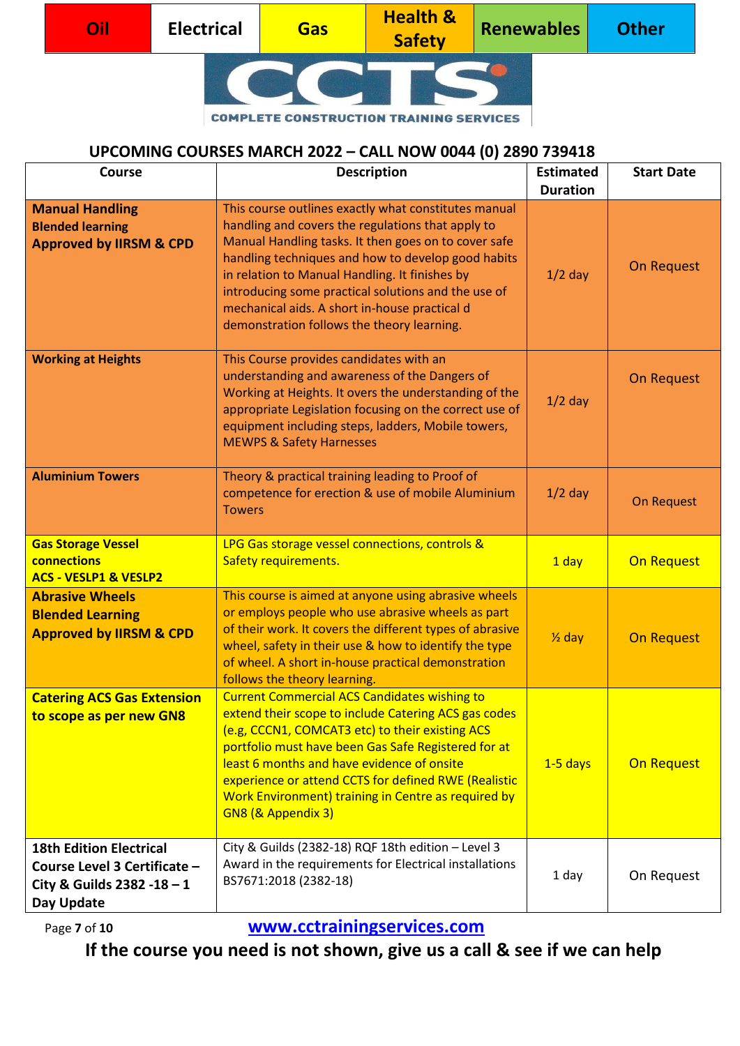| Oil | Electrical | Gas | Health & Safety | Renewables | Other |
|---|---|---|---|---|---|

COMPLETE CONSTRUCTION TRAINING SERVICES

## UPCOMING COURSES MARCH 2022 – CALL NOW 0044 (0) 2890 739418

| Course | Description | Estimated Duration | Start Date |
|---|---|---|---|
| **Manual Handling Blended learning Approved by IIRSM & CPD** | This course outlines exactly what constitutes manual handling and covers the regulations that apply to Manual Handling tasks. It then goes on to cover safe handling techniques and how to develop good habits in relation to Manual Handling. It finishes by introducing some practical solutions and the use of mechanical aids. A short in-house practical d demonstration follows the theory learning. | 1/2 day | On Request |
| **Working at Heights** | This Course provides candidates with an understanding and awareness of the Dangers of Working at Heights. It overs the understanding of the appropriate Legislation focusing on the correct use of equipment including steps, ladders, Mobile towers, MEWPS & Safety Harnesses | 1/2 day | On Request |
| **Aluminium Towers** | Theory & practical training leading to Proof of competence for erection & use of mobile Aluminium Towers | 1/2 day | On Request |
| **Gas Storage Vessel connections ACS - VESLP1 & VESLP2** | LPG Gas storage vessel connections, controls & Safety requirements. | 1 day | On Request |
| **Abrasive Wheels Blended Learning Approved by IIRSM & CPD** | This course is aimed at anyone using abrasive wheels or employs people who use abrasive wheels as part of their work. It covers the different types of abrasive wheel, safety in their use & how to identify the type of wheel. A short in-house practical demonstration follows the theory learning. | ½ day | On Request |
| **Catering ACS Gas Extension to scope as per new GN8** | Current Commercial ACS Candidates wishing to extend their scope to include Catering ACS gas codes (e.g, CCCN1, COMCAT3 etc) to their existing ACS portfolio must have been Gas Safe Registered for at least 6 months and have evidence of onsite experience or attend CCTS for defined RWE (Realistic Work Environment) training in Centre as required by GN8 (& Appendix 3) | 1-5 days | On Request |
| **18th Edition Electrical Course Level 3 Certificate – City & Guilds 2382 -18 – 1 Day Update** | City & Guilds (2382-18) RQF 18th edition – Level 3 Award in the requirements for Electrical installations BS7671:2018 (2382-18) | 1 day | On Request |

www.cctrainingservices.com

**If the course you need is not shown, give us a call & see if we can help**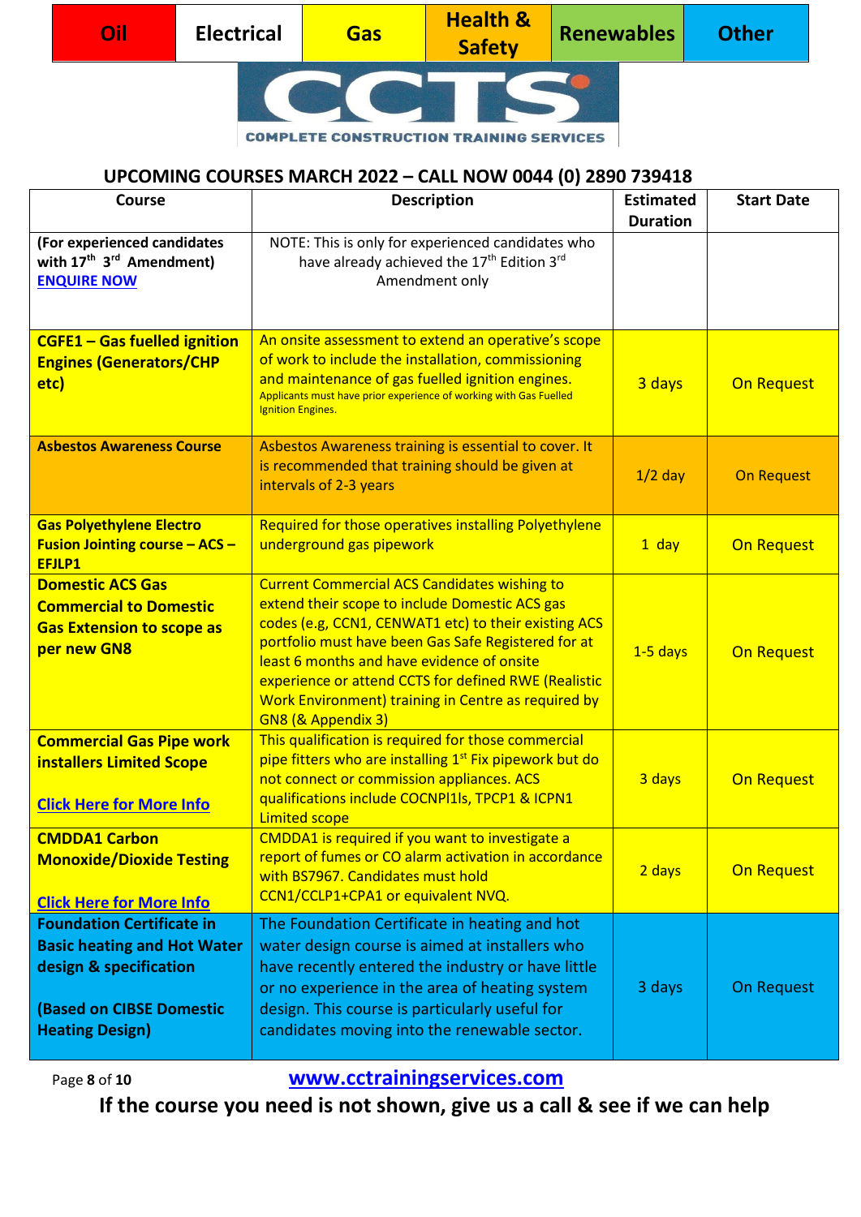| Oil | Electrical | Gas | Health & Safety | Renewables | Other |
|---|---|---|---|---|---|

COMPLETE CONSTRUCTION TRAINING SERVICES

## UPCOMING COURSES MARCH 2022 – CALL NOW 0044 (0) 2890 739418

| Course | Description | Estimated Duration | Start Date |
|---|---|---|---|
| **(For experienced candidates with 17th 3rd Amendment)** [ENQUIRE NOW] | NOTE: This is only for experienced candidates who have already achieved the 17th Edition 3rd Amendment only | | |
| **CGFE1 – Gas fuelled ignition Engines (Generators/CHP etc)** | An onsite assessment to extend an operative's scope of work to include the installation, commissioning and maintenance of gas fuelled ignition engines. Applicants must have prior experience of working with Gas Fuelled Ignition Engines. | 3 days | On Request |
| **Asbestos Awareness Course** | Asbestos Awareness training is essential to cover. It is recommended that training should be given at intervals of 2-3 years | 1/2 day | On Request |
| **Gas Polyethylene Electro Fusion Jointing course – ACS – EFJLP1** | Required for those operatives installing Polyethylene underground gas pipework | 1 day | On Request |
| **Domestic ACS Gas Commercial to Domestic Gas Extension to scope as per new GN8** | Current Commercial ACS Candidates wishing to extend their scope to include Domestic ACS gas codes (e.g, CCN1, CENWAT1 etc) to their existing ACS portfolio must have been Gas Safe Registered for at least 6 months and have evidence of onsite experience or attend CCTS for defined RWE (Realistic Work Environment) training in Centre as required by GN8 (& Appendix 3) | 1-5 days | On Request |
| **Commercial Gas Pipe work installers Limited Scope** [Click Here for More Info] | This qualification is required for those commercial pipe fitters who are installing 1st Fix pipework but do not connect or commission appliances. ACS qualifications include COCNPI1ls, TPCP1 & ICPN1 Limited scope | 3 days | On Request |
| **CMDDA1 Carbon Monoxide/Dioxide Testing** [Click Here for More Info] | CMDDA1 is required if you want to investigate a report of fumes or CO alarm activation in accordance with BS7967. Candidates must hold CCN1/CCLP1+CPA1 or equivalent NVQ. | 2 days | On Request |
| **Foundation Certificate in Basic heating and Hot Water design & specification (Based on CIBSE Domestic Heating Design)** | The Foundation Certificate in heating and hot water design course is aimed at installers who have recently entered the industry or have little or no experience in the area of heating system design. This course is particularly useful for candidates moving into the renewable sector. | 3 days | On Request |

**www.cctrainingservices.com**

**If the course you need is not shown, give us a call & see if we can help**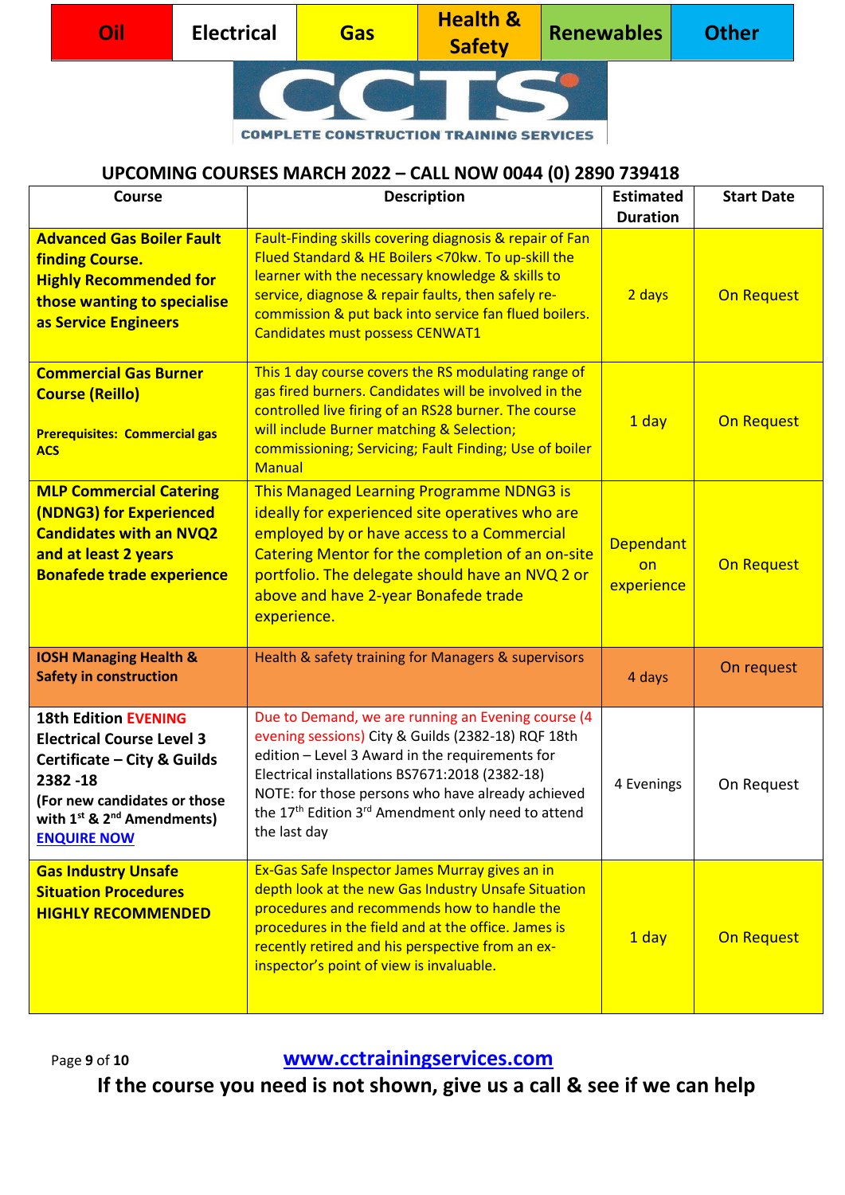| Oil | Electrical | Gas | Health & Safety | Renewables | Other |
|---|---|---|---|---|---|

**COMPLETE CONSTRUCTION TRAINING SERVICES**

## UPCOMING COURSES MARCH 2022 – CALL NOW 0044 (0) 2890 739418

| Course | Description | Estimated Duration | Start Date |
|---|---|---|---|
| **Advanced Gas Boiler Fault finding Course. Highly Recommended for those wanting to specialise as Service Engineers** | Fault-Finding skills covering diagnosis & repair of Fan Flued Standard & HE Boilers <70kw. To up-skill the learner with the necessary knowledge & skills to service, diagnose & repair faults, then safely re-commission & put back into service fan flued boilers. Candidates must possess CENWAT1 | 2 days | On Request |
| **Commercial Gas Burner Course (Reillo)**<br><br>**Prerequisites: Commercial gas ACS** | This 1 day course covers the RS modulating range of gas fired burners. Candidates will be involved in the controlled live firing of an RS28 burner. The course will include Burner matching & Selection; commissioning; Servicing; Fault Finding; Use of boiler Manual | 1 day | On Request |
| **MLP Commercial Catering (NDNG3) for Experienced Candidates with an NVQ2 and at least 2 years Bonafede trade experience** | This Managed Learning Programme NDNG3 is ideally for experienced site operatives who are employed by or have access to a Commercial Catering Mentor for the completion of an on-site portfolio. The delegate should have an NVQ 2 or above and have 2-year Bonafede trade experience. | Dependant on experience | On Request |
| **IOSH Managing Health & Safety in construction** | Health & safety training for Managers & supervisors | 4 days | On request |
| **18th Edition EVENING Electrical Course Level 3 Certificate – City & Guilds 2382 -18**<br>**(For new candidates or those with 1st & 2nd Amendments)**<br>**ENQUIRE NOW** | Due to Demand, we are running an Evening course (4 evening sessions) City & Guilds (2382-18) RQF 18th edition – Level 3 Award in the requirements for Electrical installations BS7671:2018 (2382-18) NOTE: for those persons who have already achieved the 17th Edition 3rd Amendment only need to attend the last day | 4 Evenings | On Request |
| **Gas Industry Unsafe Situation Procedures HIGHLY RECOMMENDED** | Ex-Gas Safe Inspector James Murray gives an in depth look at the new Gas Industry Unsafe Situation procedures and recommends how to handle the procedures in the field and at the office. James is recently retired and his perspective from an ex-inspector's point of view is invaluable. | 1 day | On Request |

www.cctrainingservices.com

**If the course you need is not shown, give us a call & see if we can help**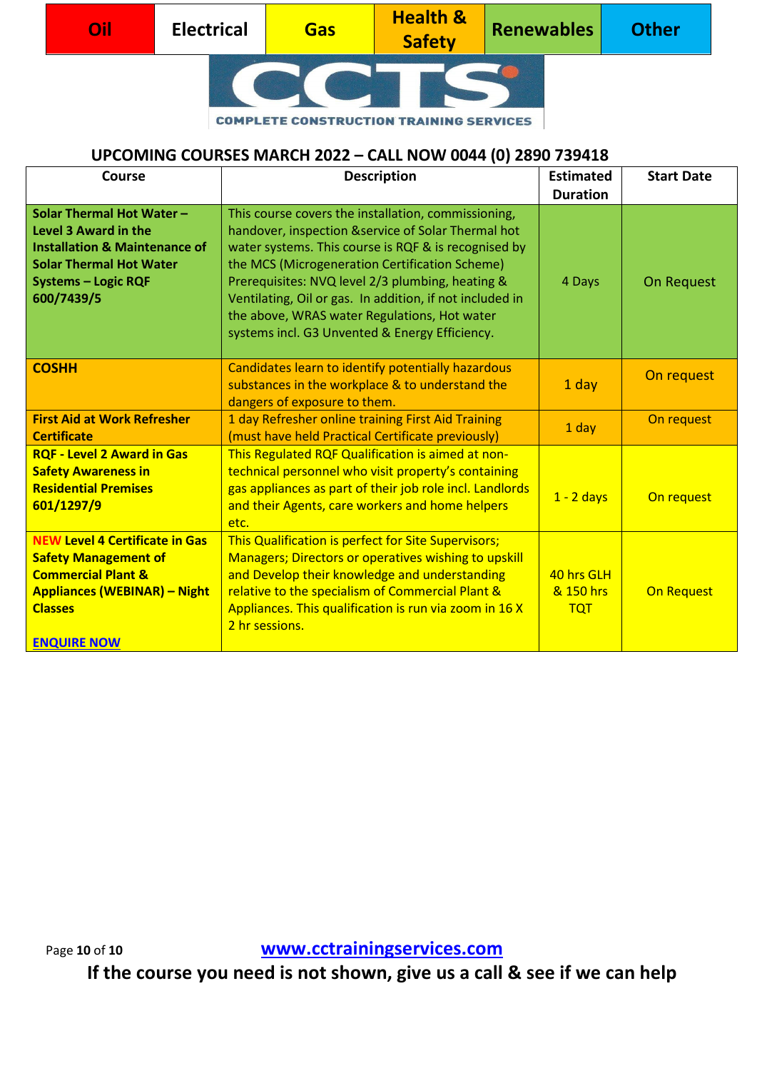| Oil | Electrical | Gas | Health & Safety | Renewables | Other |
|---|---|---|---|---|---|

**COMPLETE CONSTRUCTION TRAINING SERVICES**

## UPCOMING COURSES MARCH 2022 – CALL NOW 0044 (0) 2890 739418

| Course | Description | Estimated Duration | Start Date |
|---|---|---|---|
| **Solar Thermal Hot Water – Level 3 Award in the Installation & Maintenance of Solar Thermal Hot Water Systems – Logic RQF 600/7439/5** | This course covers the installation, commissioning, handover, inspection &service of Solar Thermal hot water systems. This course is RQF & is recognised by the MCS (Microgeneration Certification Scheme) Prerequisites: NVQ level 2/3 plumbing, heating & Ventilating, Oil or gas. In addition, if not included in the above, WRAS water Regulations, Hot water systems incl. G3 Unvented & Energy Efficiency. | 4 Days | On Request |
| **COSHH** | Candidates learn to identify potentially hazardous substances in the workplace & to understand the dangers of exposure to them. | 1 day | On request |
| **First Aid at Work Refresher Certificate** | 1 day Refresher online training First Aid Training (must have held Practical Certificate previously) | 1 day | On request |
| **RQF - Level 2 Award in Gas Safety Awareness in Residential Premises 601/1297/9** | This Regulated RQF Qualification is aimed at non-technical personnel who visit property's containing gas appliances as part of their job role incl. Landlords and their Agents, care workers and home helpers etc. | 1 - 2 days | On request |
| **NEW Level 4 Certificate in Gas Safety Management of Commercial Plant & Appliances (WEBINAR) – Night Classes** <br><br> **ENQUIRE NOW** | This Qualification is perfect for Site Supervisors; Managers; Directors or operatives wishing to upskill and Develop their knowledge and understanding relative to the specialism of Commercial Plant & Appliances. This qualification is run via zoom in 16 X 2 hr sessions. | 40 hrs GLH & 150 hrs TQT | On Request |

**www.cctrainingservices.com**

**If the course you need is not shown, give us a call & see if we can help**